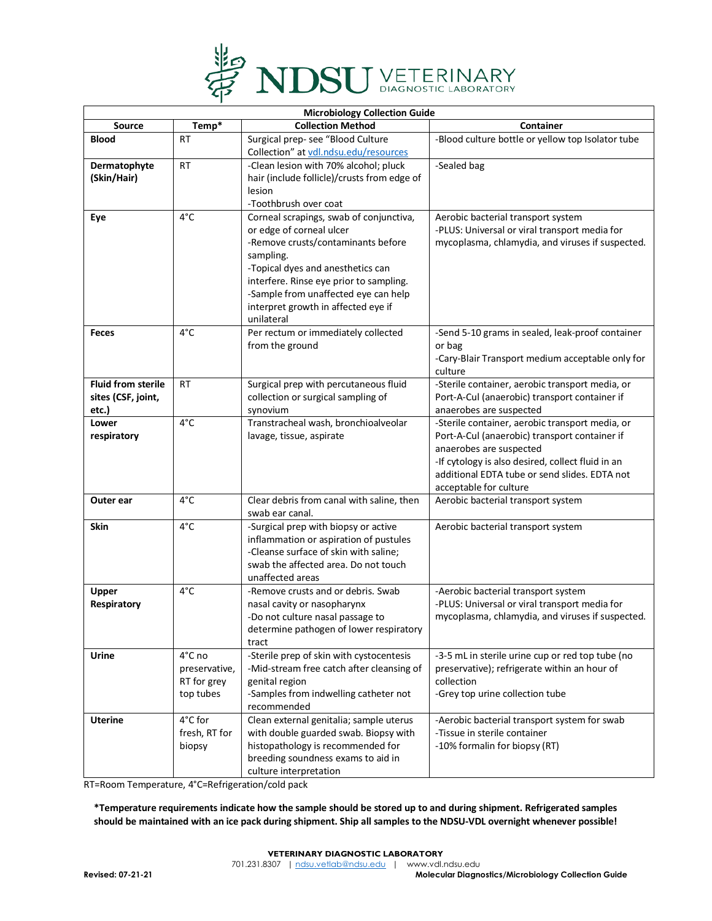# NDSU VETERINARY DIAGNOSTIC LABORATORY

| Microbiology Collection Guide | | | |
|---|---|---|---|
| **Source** | **Temp*** | **Collection Method** | **Container** |
| **Blood** | RT | Surgical prep- see "Blood Culture Collection" at vdl.ndsu.edu/resources | -Blood culture bottle or yellow top Isolator tube |
| **Dermatophyte (Skin/Hair)** | RT | -Clean lesion with 70% alcohol; pluck hair (include follicle)/crusts from edge of lesion<br>-Toothbrush over coat | -Sealed bag |
| **Eye** | 4°C | Corneal scrapings, swab of conjunctiva, or edge of corneal ulcer<br>-Remove crusts/contaminants before sampling.<br>-Topical dyes and anesthetics can interfere. Rinse eye prior to sampling.<br>-Sample from unaffected eye can help interpret growth in affected eye if unilateral | Aerobic bacterial transport system<br>-PLUS: Universal or viral transport media for mycoplasma, chlamydia, and viruses if suspected. |
| **Feces** | 4°C | Per rectum or immediately collected from the ground | -Send 5-10 grams in sealed, leak-proof container or bag<br>-Cary-Blair Transport medium acceptable only for culture |
| **Fluid from sterile sites (CSF, joint, etc.)** | RT | Surgical prep with percutaneous fluid collection or surgical sampling of synovium | -Sterile container, aerobic transport media, or Port-A-Cul (anaerobic) transport container if anaerobes are suspected |
| **Lower respiratory** | 4°C | Transtracheal wash, bronchioalveolar lavage, tissue, aspirate | -Sterile container, aerobic transport media, or Port-A-Cul (anaerobic) transport container if anaerobes are suspected<br>-If cytology is also desired, collect fluid in an additional EDTA tube or send slides. EDTA not acceptable for culture |
| **Outer ear** | 4°C | Clear debris from canal with saline, then swab ear canal. | Aerobic bacterial transport system |
| **Skin** | 4°C | -Surgical prep with biopsy or active inflammation or aspiration of pustules<br>-Cleanse surface of skin with saline; swab the affected area. Do not touch unaffected areas | Aerobic bacterial transport system |
| **Upper Respiratory** | 4°C | -Remove crusts and or debris. Swab nasal cavity or nasopharynx<br>-Do not culture nasal passage to determine pathogen of lower respiratory tract | -Aerobic bacterial transport system<br>-PLUS: Universal or viral transport media for mycoplasma, chlamydia, and viruses if suspected. |
| **Urine** | 4°C no preservative, RT for grey top tubes | -Sterile prep of skin with cystocentesis<br>-Mid-stream free catch after cleansing of genital region<br>-Samples from indwelling catheter not recommended | -3-5 mL in sterile urine cup or red top tube (no preservative); refrigerate within an hour of collection<br>-Grey top urine collection tube |
| **Uterine** | 4°C for fresh, RT for biopsy | Clean external genitalia; sample uterus with double guarded swab. Biopsy with histopathology is recommended for breeding soundness exams to aid in culture interpretation | -Aerobic bacterial transport system for swab<br>-Tissue in sterile container<br>-10% formalin for biopsy (RT) |

RT=Room Temperature, 4°C=Refrigeration/cold pack

**\*Temperature requirements indicate how the sample should be stored up to and during shipment. Refrigerated samples should be maintained with an ice pack during shipment. Ship all samples to the NDSU-VDL overnight whenever possible!**

**VETERINARY DIAGNOSTIC LABORATORY**
701.231.8307 | ndsu.vetlab@ndsu.edu | www.vdl.ndsu.edu

**Revised: 07-21-21** **Molecular Diagnostics/Microbiology Collection Guide**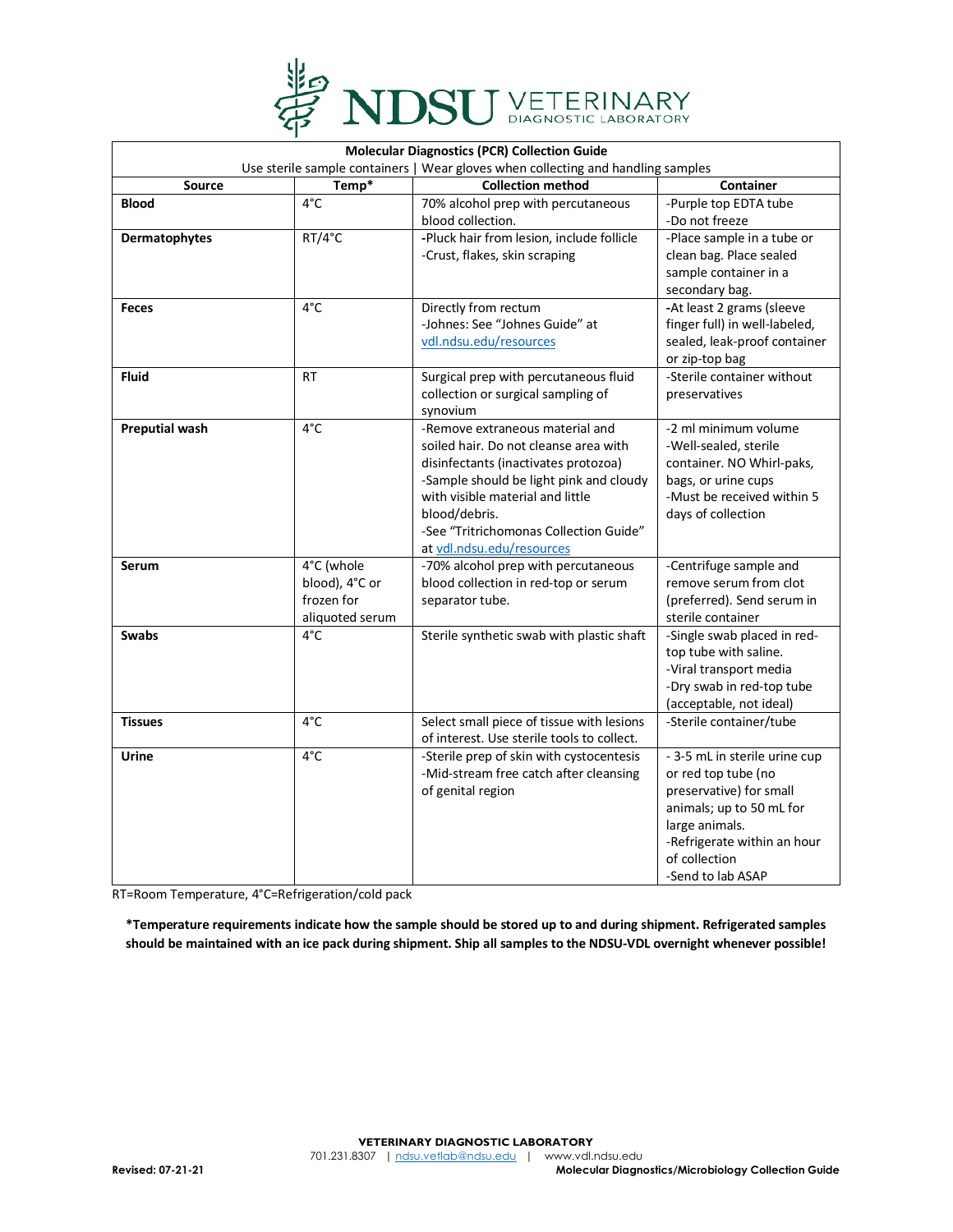# NDSU VETERINARY DIAGNOSTIC LABORATORY

| Molecular Diagnostics (PCR) Collection Guide | | | |
|---|---|---|---|
| Use sterile sample containers \| Wear gloves when collecting and handling samples | | | |
| **Source** | **Temp*** | **Collection method** | **Container** |
| **Blood** | 4°C | 70% alcohol prep with percutaneous blood collection. | -Purple top EDTA tube<br>-Do not freeze |
| **Dermatophytes** | RT/4°C | -Pluck hair from lesion, include follicle<br>-Crust, flakes, skin scraping | -Place sample in a tube or clean bag. Place sealed sample container in a secondary bag. |
| **Feces** | 4°C | Directly from rectum<br>-Johnes: See "Johnes Guide" at vdl.ndsu.edu/resources | -At least 2 grams (sleeve finger full) in well-labeled, sealed, leak-proof container or zip-top bag |
| **Fluid** | RT | Surgical prep with percutaneous fluid collection or surgical sampling of synovium | -Sterile container without preservatives |
| **Preputial wash** | 4°C | -Remove extraneous material and soiled hair. Do not cleanse area with disinfectants (inactivates protozoa)<br>-Sample should be light pink and cloudy with visible material and little blood/debris.<br>-See "Tritrichomonas Collection Guide" at vdl.ndsu.edu/resources | -2 ml minimum volume<br>-Well-sealed, sterile container. NO Whirl-paks, bags, or urine cups<br>-Must be received within 5 days of collection |
| **Serum** | 4°C (whole blood), 4°C or frozen for aliquoted serum | -70% alcohol prep with percutaneous blood collection in red-top or serum separator tube. | -Centrifuge sample and remove serum from clot (preferred). Send serum in sterile container |
| **Swabs** | 4°C | Sterile synthetic swab with plastic shaft | -Single swab placed in red-top tube with saline.<br>-Viral transport media<br>-Dry swab in red-top tube (acceptable, not ideal) |
| **Tissues** | 4°C | Select small piece of tissue with lesions of interest. Use sterile tools to collect. | -Sterile container/tube |
| **Urine** | 4°C | -Sterile prep of skin with cystocentesis<br>-Mid-stream free catch after cleansing of genital region | - 3-5 mL in sterile urine cup or red top tube (no preservative) for small animals; up to 50 mL for large animals.<br>-Refrigerate within an hour of collection<br>-Send to lab ASAP |

RT=Room Temperature, 4°C=Refrigeration/cold pack

**\*Temperature requirements indicate how the sample should be stored up to and during shipment. Refrigerated samples should be maintained with an ice pack during shipment. Ship all samples to the NDSU-VDL overnight whenever possible!**

**VETERINARY DIAGNOSTIC LABORATORY**
701.231.8307 | ndsu.vetlab@ndsu.edu | www.vdl.ndsu.edu

**Revised: 07-21-21** **Molecular Diagnostics/Microbiology Collection Guide**